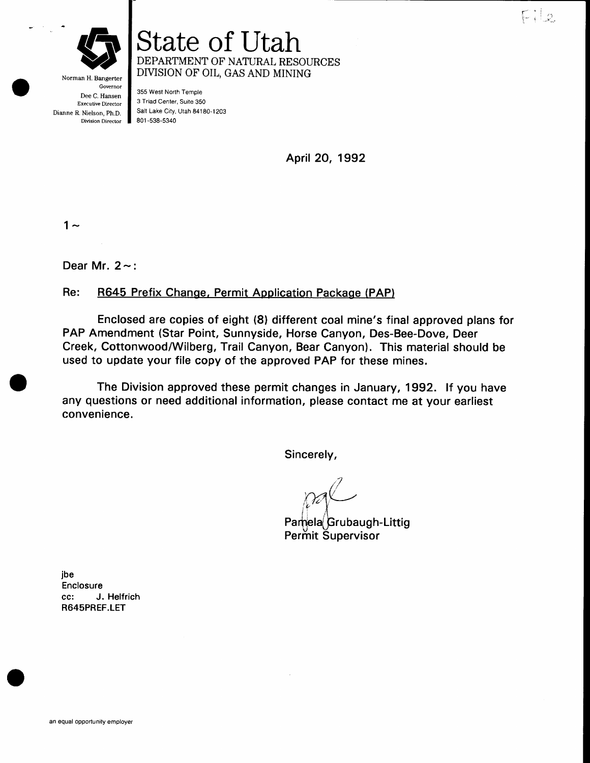"File"

# State of Utah

DEPARTMENT OF NATURAL RESOURCES
DIVISION OF OIL, GAS AND MINING

Norman H. Bangerter
Governor
Dee C. Hansen
Executive Director
Dianne R. Nielson, Ph.D.
Division Director

355 West North Temple
3 Triad Center, Suite 350
Salt Lake City, Utah 84180-1203
801-538-5340

April 20, 1992

1~

Dear Mr. 2~:

Re: R645 Prefix Change, Permit Application Package (PAP)

Enclosed are copies of eight (8) different coal mine's final approved plans for PAP Amendment (Star Point, Sunnyside, Horse Canyon, Des-Bee-Dove, Deer Creek, Cottonwood/Wilberg, Trail Canyon, Bear Canyon). This material should be used to update your file copy of the approved PAP for these mines.

The Division approved these permit changes in January, 1992. If you have any questions or need additional information, please contact me at your earliest convenience.

Sincerely,

Pamela Grubaugh-Littig
Permit Supervisor

jbe
Enclosure
cc: J. Helfrich
R645PREF.LET

an equal opportunity employer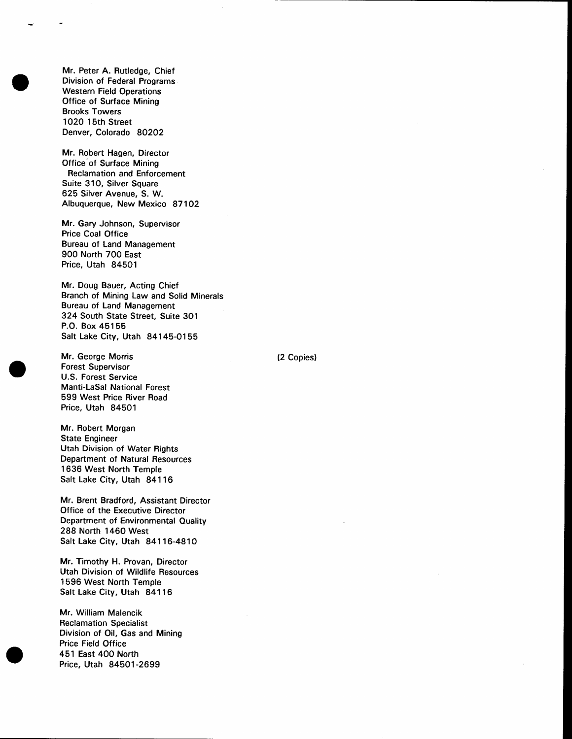Mr. Peter A. Rutledge, Chief
Division of Federal Programs
Western Field Operations
Office of Surface Mining
Brooks Towers
1020 15th Street
Denver, Colorado 80202

Mr. Robert Hagen, Director
Office of Surface Mining
Reclamation and Enforcement
Suite 310, Silver Square
625 Silver Avenue, S. W.
Albuquerque, New Mexico 87102

Mr. Gary Johnson, Supervisor
Price Coal Office
Bureau of Land Management
900 North 700 East
Price, Utah 84501

Mr. Doug Bauer, Acting Chief
Branch of Mining Law and Solid Minerals
Bureau of Land Management
324 South State Street, Suite 301
P.O. Box 45155
Salt Lake City, Utah 84145-0155

Mr. George Morris (2 Copies)
Forest Supervisor
U.S. Forest Service
Manti-LaSal National Forest
599 West Price River Road
Price, Utah 84501

Mr. Robert Morgan
State Engineer
Utah Division of Water Rights
Department of Natural Resources
1636 West North Temple
Salt Lake City, Utah 84116

Mr. Brent Bradford, Assistant Director
Office of the Executive Director
Department of Environmental Quality
288 North 1460 West
Salt Lake City, Utah 84116-4810

Mr. Timothy H. Provan, Director
Utah Division of Wildlife Resources
1596 West North Temple
Salt Lake City, Utah 84116

Mr. William Malencik
Reclamation Specialist
Division of Oil, Gas and Mining
Price Field Office
451 East 400 North
Price, Utah 84501-2699